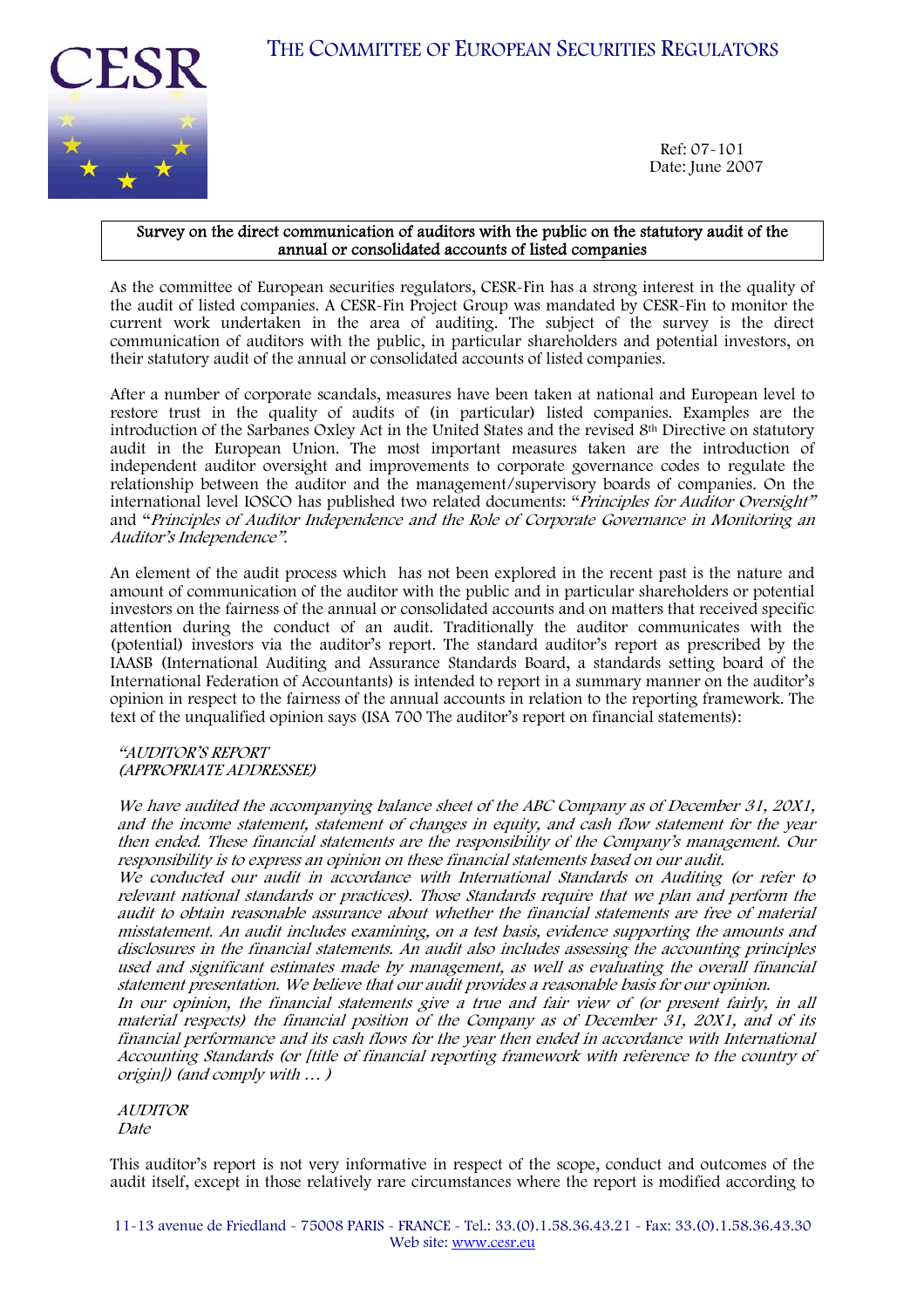# THE COMMITTEE OF EUROPEAN SECURITIES REGULATORS

Ref: 07-101
Date: June 2007

**Survey on the direct communication of auditors with the public on the statutory audit of the annual or consolidated accounts of listed companies**

As the committee of European securities regulators, CESR-Fin has a strong interest in the quality of the audit of listed companies. A CESR-Fin Project Group was mandated by CESR-Fin to monitor the current work undertaken in the area of auditing. The subject of the survey is the direct communication of auditors with the public, in particular shareholders and potential investors, on their statutory audit of the annual or consolidated accounts of listed companies.

After a number of corporate scandals, measures have been taken at national and European level to restore trust in the quality of audits of (in particular) listed companies. Examples are the introduction of the Sarbanes Oxley Act in the United States and the revised 8th Directive on statutory audit in the European Union. The most important measures taken are the introduction of independent auditor oversight and improvements to corporate governance codes to regulate the relationship between the auditor and the management/supervisory boards of companies. On the international level IOSCO has published two related documents: "*Principles for Auditor Oversight*" and "*Principles of Auditor Independence and the Role of Corporate Governance in Monitoring an Auditor's Independence*".

An element of the audit process which has not been explored in the recent past is the nature and amount of communication of the auditor with the public and in particular shareholders or potential investors on the fairness of the annual or consolidated accounts and on matters that received specific attention during the conduct of an audit. Traditionally the auditor communicates with the (potential) investors via the auditor's report. The standard auditor's report as prescribed by the IAASB (International Auditing and Assurance Standards Board, a standards setting board of the International Federation of Accountants) is intended to report in a summary manner on the auditor's opinion in respect to the fairness of the annual accounts in relation to the reporting framework. The text of the unqualified opinion says (ISA 700 The auditor's report on financial statements):

*"AUDITOR'S REPORT*
*(APPROPRIATE ADDRESSEE)*

*We have audited the accompanying balance sheet of the ABC Company as of December 31, 20X1, and the income statement, statement of changes in equity, and cash flow statement for the year then ended. These financial statements are the responsibility of the Company's management. Our responsibility is to express an opinion on these financial statements based on our audit.*
*We conducted our audit in accordance with International Standards on Auditing (or refer to relevant national standards or practices). Those Standards require that we plan and perform the audit to obtain reasonable assurance about whether the financial statements are free of material misstatement. An audit includes examining, on a test basis, evidence supporting the amounts and disclosures in the financial statements. An audit also includes assessing the accounting principles used and significant estimates made by management, as well as evaluating the overall financial statement presentation. We believe that our audit provides a reasonable basis for our opinion.*
*In our opinion, the financial statements give a true and fair view of (or present fairly, in all material respects) the financial position of the Company as of December 31, 20X1, and of its financial performance and its cash flows for the year then ended in accordance with International Accounting Standards (or [title of financial reporting framework with reference to the country of origin]) (and comply with … )*

*AUDITOR*
*Date*

This auditor's report is not very informative in respect of the scope, conduct and outcomes of the audit itself, except in those relatively rare circumstances where the report is modified according to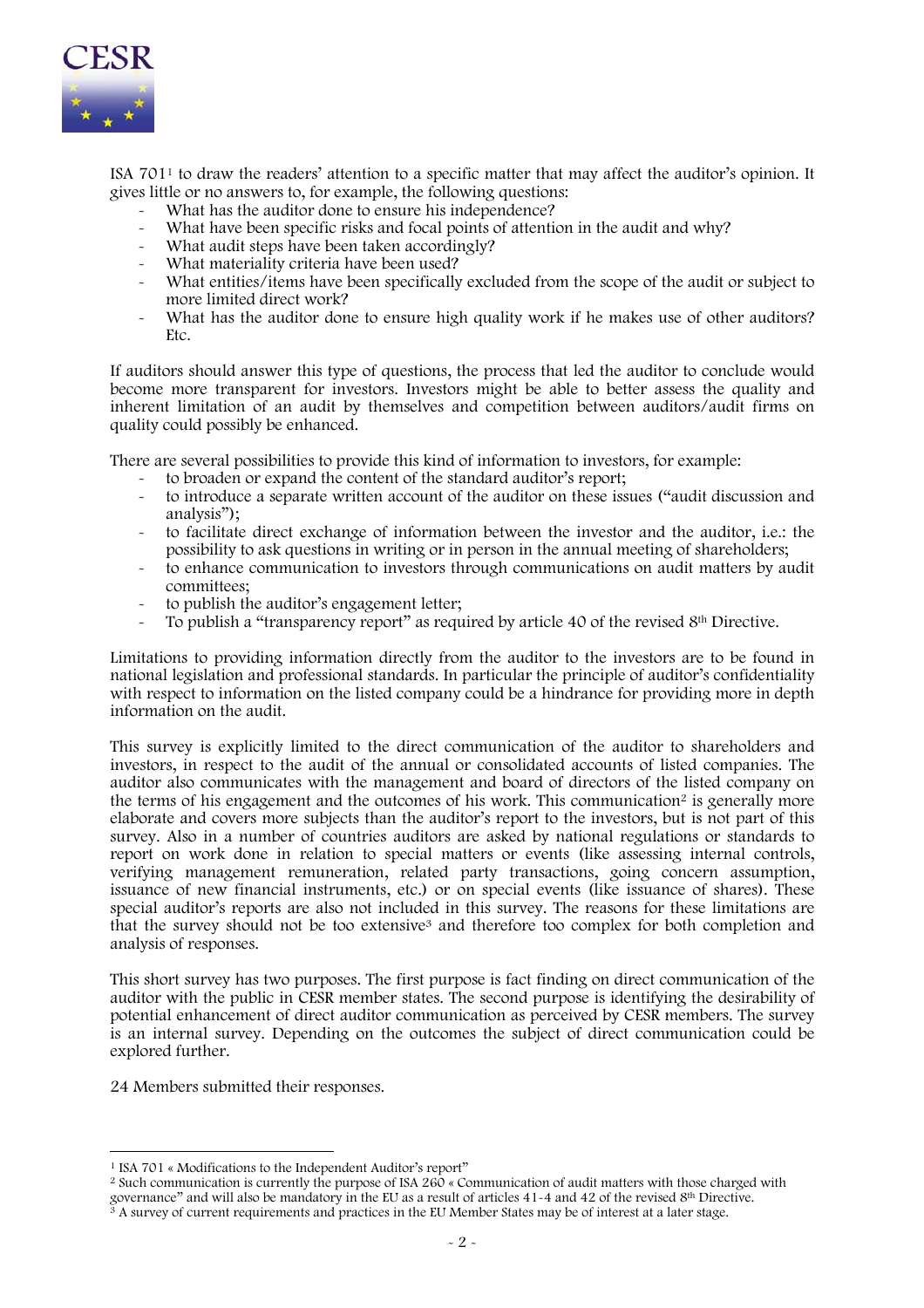ISA 701[1] to draw the readers' attention to a specific matter that may affect the auditor's opinion. It gives little or no answers to, for example, the following questions:

- What has the auditor done to ensure his independence?
- What have been specific risks and focal points of attention in the audit and why?
- What audit steps have been taken accordingly?
- What materiality criteria have been used?
- What entities/items have been specifically excluded from the scope of the audit or subject to more limited direct work?
- What has the auditor done to ensure high quality work if he makes use of other auditors? Etc.

If auditors should answer this type of questions, the process that led the auditor to conclude would become more transparent for investors. Investors might be able to better assess the quality and inherent limitation of an audit by themselves and competition between auditors/audit firms on quality could possibly be enhanced.

There are several possibilities to provide this kind of information to investors, for example:

- to broaden or expand the content of the standard auditor's report;
- to introduce a separate written account of the auditor on these issues ("audit discussion and analysis");
- to facilitate direct exchange of information between the investor and the auditor, i.e.: the possibility to ask questions in writing or in person in the annual meeting of shareholders;
- to enhance communication to investors through communications on audit matters by audit committees;
- to publish the auditor's engagement letter;
- To publish a "transparency report" as required by article 40 of the revised 8th Directive.

Limitations to providing information directly from the auditor to the investors are to be found in national legislation and professional standards. In particular the principle of auditor's confidentiality with respect to information on the listed company could be a hindrance for providing more in depth information on the audit.

This survey is explicitly limited to the direct communication of the auditor to shareholders and investors, in respect to the audit of the annual or consolidated accounts of listed companies. The auditor also communicates with the management and board of directors of the listed company on the terms of his engagement and the outcomes of his work. This communication[2] is generally more elaborate and covers more subjects than the auditor's report to the investors, but is not part of this survey. Also in a number of countries auditors are asked by national regulations or standards to report on work done in relation to special matters or events (like assessing internal controls, verifying management remuneration, related party transactions, going concern assumption, issuance of new financial instruments, etc.) or on special events (like issuance of shares). These special auditor's reports are also not included in this survey. The reasons for these limitations are that the survey should not be too extensive[3] and therefore too complex for both completion and analysis of responses.

This short survey has two purposes. The first purpose is fact finding on direct communication of the auditor with the public in CESR member states. The second purpose is identifying the desirability of potential enhancement of direct auditor communication as perceived by CESR members. The survey is an internal survey. Depending on the outcomes the subject of direct communication could be explored further.

24 Members submitted their responses.

---

[1] ISA 701 « Modifications to the Independent Auditor's report"

[2] Such communication is currently the purpose of ISA 260 « Communication of audit matters with those charged with governance" and will also be mandatory in the EU as a result of articles 41-4 and 42 of the revised 8th Directive.

[3] A survey of current requirements and practices in the EU Member States may be of interest at a later stage.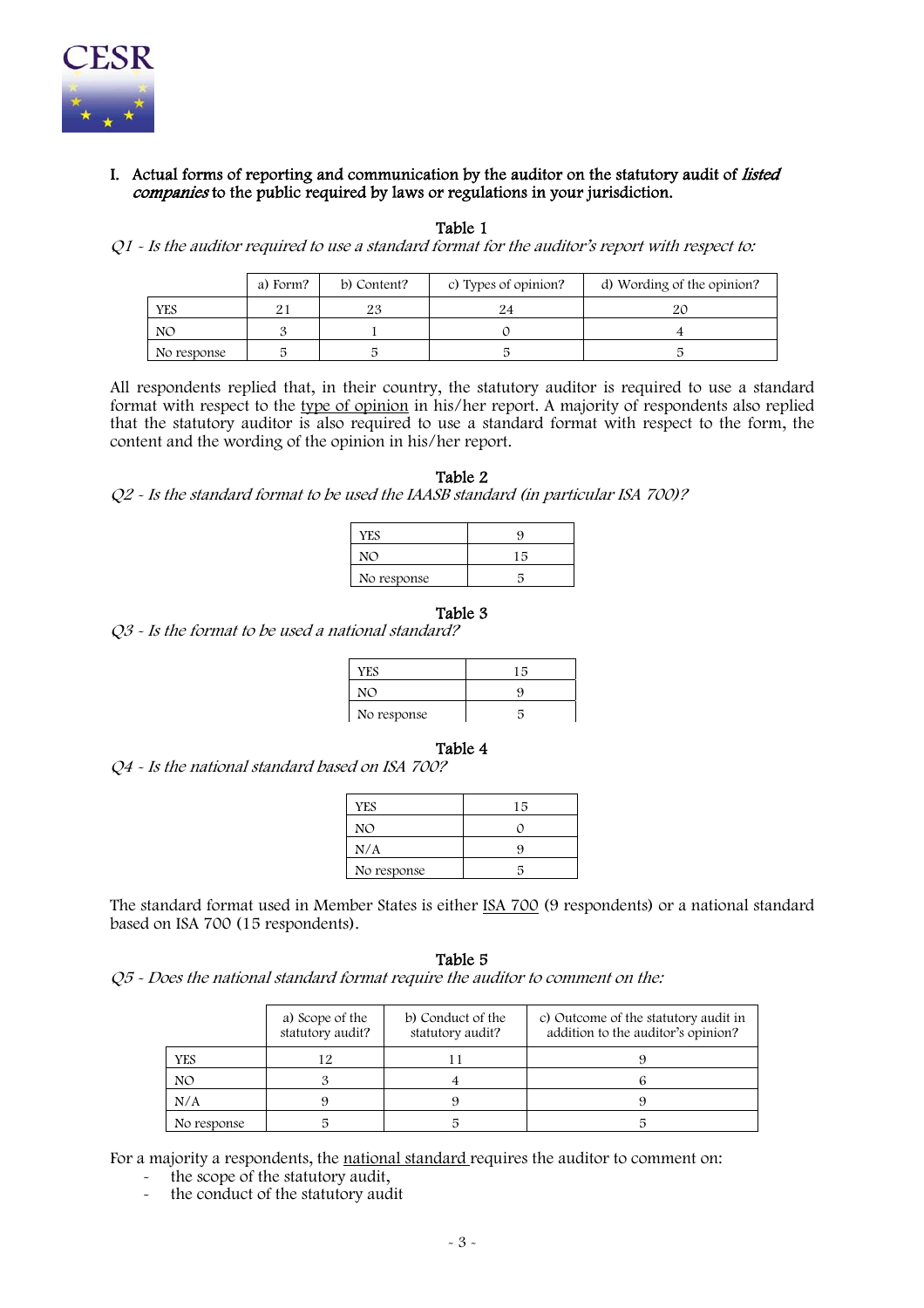I. Actual forms of reporting and communication by the auditor on the statutory audit of *listed companies* to the public required by laws or regulations in your jurisdiction.

Table 1

*Q1 - Is the auditor required to use a standard format for the auditor's report with respect to:*

| | a) Form? | b) Content? | c) Types of opinion? | d) Wording of the opinion? |
|---|---|---|---|---|
| YES | 21 | 23 | 24 | 20 |
| NO | 3 | 1 | 0 | 4 |
| No response | 5 | 5 | 5 | 5 |

All respondents replied that, in their country, the statutory auditor is required to use a standard format with respect to the type of opinion in his/her report. A majority of respondents also replied that the statutory auditor is also required to use a standard format with respect to the form, the content and the wording of the opinion in his/her report.

Table 2

*Q2 - Is the standard format to be used the IAASB standard (in particular ISA 700)?*

| | |
|---|---|
| YES | 9 |
| NO | 15 |
| No response | 5 |

Table 3

*Q3 - Is the format to be used a national standard?*

| | |
|---|---|
| YES | 15 |
| NO | 9 |
| No response | 5 |

Table 4

*Q4 - Is the national standard based on ISA 700?*

| | |
|---|---|
| YES | 15 |
| NO | 0 |
| N/A | 9 |
| No response | 5 |

The standard format used in Member States is either ISA 700 (9 respondents) or a national standard based on ISA 700 (15 respondents).

Table 5

*Q5 - Does the national standard format require the auditor to comment on the:*

| | a) Scope of the statutory audit? | b) Conduct of the statutory audit? | c) Outcome of the statutory audit in addition to the auditor's opinion? |
|---|---|---|---|
| YES | 12 | 11 | 9 |
| NO | 3 | 4 | 6 |
| N/A | 9 | 9 | 9 |
| No response | 5 | 5 | 5 |

For a majority a respondents, the national standard requires the auditor to comment on:

- the scope of the statutory audit,
- the conduct of the statutory audit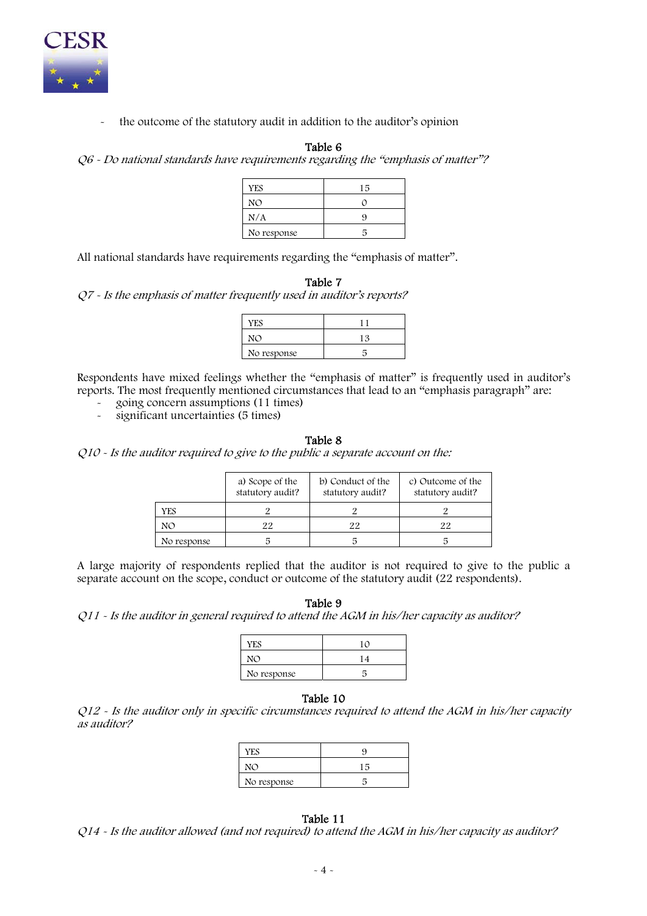- the outcome of the statutory audit in addition to the auditor's opinion

**Table 6**

*Q6 - Do national standards have requirements regarding the "emphasis of matter"?*

| | |
|---|---|
| YES | 15 |
| NO | 0 |
| N/A | 9 |
| No response | 5 |

All national standards have requirements regarding the "emphasis of matter".

**Table 7**

*Q7 - Is the emphasis of matter frequently used in auditor's reports?*

| | |
|---|---|
| YES | 11 |
| NO | 13 |
| No response | 5 |

Respondents have mixed feelings whether the "emphasis of matter" is frequently used in auditor's reports. The most frequently mentioned circumstances that lead to an "emphasis paragraph" are:

- going concern assumptions (11 times)
- significant uncertainties (5 times)

**Table 8**

*Q10 - Is the auditor required to give to the public a separate account on the:*

| | a) Scope of the statutory audit? | b) Conduct of the statutory audit? | c) Outcome of the statutory audit? |
|---|---|---|---|
| YES | 2 | 2 | 2 |
| NO | 22 | 22 | 22 |
| No response | 5 | 5 | 5 |

A large majority of respondents replied that the auditor is not required to give to the public a separate account on the scope, conduct or outcome of the statutory audit (22 respondents).

**Table 9**

*Q11 - Is the auditor in general required to attend the AGM in his/her capacity as auditor?*

| | |
|---|---|
| YES | 10 |
| NO | 14 |
| No response | 5 |

**Table 10**

*Q12 - Is the auditor only in specific circumstances required to attend the AGM in his/her capacity as auditor?*

| | |
|---|---|
| YES | 9 |
| NO | 15 |
| No response | 5 |

**Table 11**

*Q14 - Is the auditor allowed (and not required) to attend the AGM in his/her capacity as auditor?*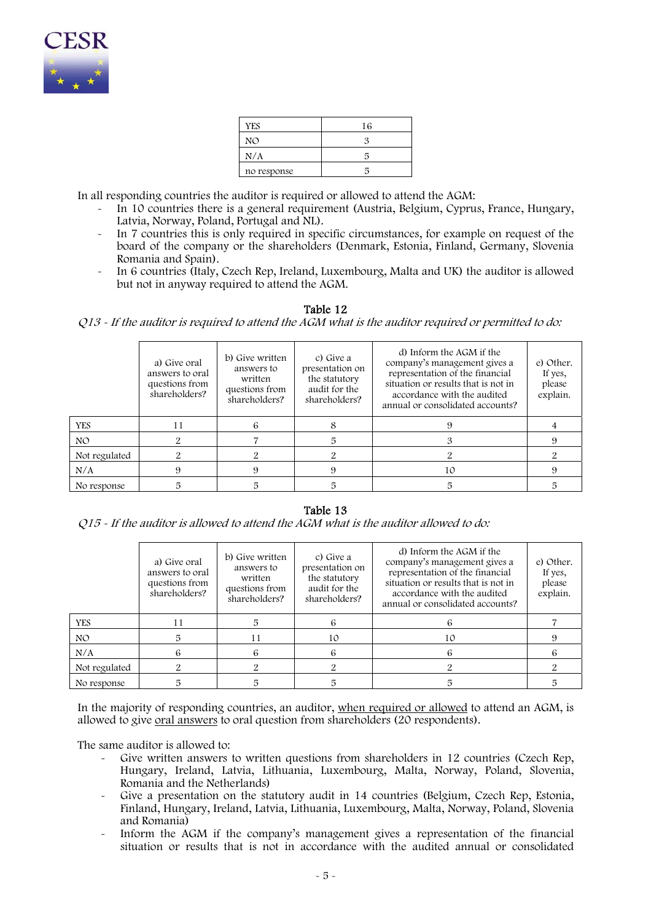| YES | 16 |
| --- | --- |
| NO | 3 |
| N/A | 5 |
| no response | 5 |

In all responding countries the auditor is required or allowed to attend the AGM:

- In 10 countries there is a general requirement (Austria, Belgium, Cyprus, France, Hungary, Latvia, Norway, Poland, Portugal and NL).
- In 7 countries this is only required in specific circumstances, for example on request of the board of the company or the shareholders (Denmark, Estonia, Finland, Germany, Slovenia Romania and Spain).
- In 6 countries (Italy, Czech Rep, Ireland, Luxembourg, Malta and UK) the auditor is allowed but not in anyway required to attend the AGM.

**Table 12**

*Q13 - If the auditor is required to attend the AGM what is the auditor required or permitted to do:*

| | a) Give oral answers to oral questions from shareholders? | b) Give written answers to written questions from shareholders? | c) Give a presentation on the statutory audit for the shareholders? | d) Inform the AGM if the company's management gives a representation of the financial situation or results that is not in accordance with the audited annual or consolidated accounts? | e) Other. If yes, please explain. |
| --- | --- | --- | --- | --- | --- |
| YES | 11 | 6 | 8 | 9 | 4 |
| NO | 2 | 7 | 5 | 3 | 9 |
| Not regulated | 2 | 2 | 2 | 2 | 2 |
| N/A | 9 | 9 | 9 | 10 | 9 |
| No response | 5 | 5 | 5 | 5 | 5 |

**Table 13**

*Q15 - If the auditor is allowed to attend the AGM what is the auditor allowed to do:*

| | a) Give oral answers to oral questions from shareholders? | b) Give written answers to written questions from shareholders? | c) Give a presentation on the statutory audit for the shareholders? | d) Inform the AGM if the company's management gives a representation of the financial situation or results that is not in accordance with the audited annual or consolidated accounts? | e) Other. If yes, please explain. |
| --- | --- | --- | --- | --- | --- |
| YES | 11 | 5 | 6 | 6 | 7 |
| NO | 5 | 11 | 10 | 10 | 9 |
| N/A | 6 | 6 | 6 | 6 | 6 |
| Not regulated | 2 | 2 | 2 | 2 | 2 |
| No response | 5 | 5 | 5 | 5 | 5 |

In the majority of responding countries, an auditor, when required or allowed to attend an AGM, is allowed to give oral answers to oral question from shareholders (20 respondents).

The same auditor is allowed to:

- Give written answers to written questions from shareholders in 12 countries (Czech Rep, Hungary, Ireland, Latvia, Lithuania, Luxembourg, Malta, Norway, Poland, Slovenia, Romania and the Netherlands)
- Give a presentation on the statutory audit in 14 countries (Belgium, Czech Rep, Estonia, Finland, Hungary, Ireland, Latvia, Lithuania, Luxembourg, Malta, Norway, Poland, Slovenia and Romania)
- Inform the AGM if the company's management gives a representation of the financial situation or results that is not in accordance with the audited annual or consolidated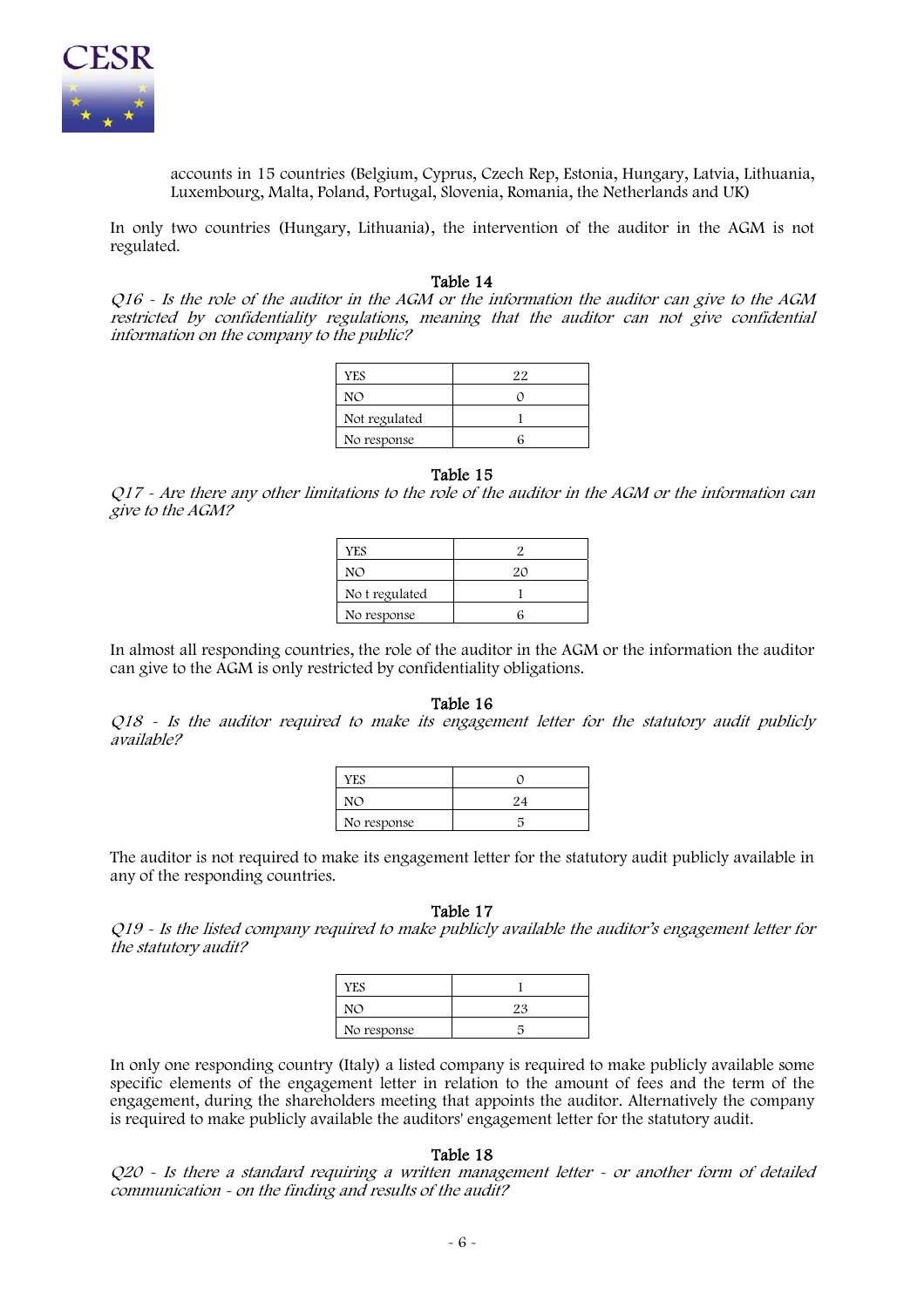accounts in 15 countries (Belgium, Cyprus, Czech Rep, Estonia, Hungary, Latvia, Lithuania, Luxembourg, Malta, Poland, Portugal, Slovenia, Romania, the Netherlands and UK)

In only two countries (Hungary, Lithuania), the intervention of the auditor in the AGM is not regulated.

**Table 14**

*Q16 - Is the role of the auditor in the AGM or the information the auditor can give to the AGM restricted by confidentiality regulations, meaning that the auditor can not give confidential information on the company to the public?*

| | |
|---|---|
| YES | 22 |
| NO | 0 |
| Not regulated | 1 |
| No response | 6 |

**Table 15**

*Q17 - Are there any other limitations to the role of the auditor in the AGM or the information can give to the AGM?*

| | |
|---|---|
| YES | 2 |
| NO | 20 |
| No t regulated | 1 |
| No response | 6 |

In almost all responding countries, the role of the auditor in the AGM or the information the auditor can give to the AGM is only restricted by confidentiality obligations.

**Table 16**

*Q18 - Is the auditor required to make its engagement letter for the statutory audit publicly available?*

| | |
|---|---|
| YES | 0 |
| NO | 24 |
| No response | 5 |

The auditor is not required to make its engagement letter for the statutory audit publicly available in any of the responding countries.

**Table 17**

*Q19 - Is the listed company required to make publicly available the auditor's engagement letter for the statutory audit?*

| | |
|---|---|
| YES | 1 |
| NO | 23 |
| No response | 5 |

In only one responding country (Italy) a listed company is required to make publicly available some specific elements of the engagement letter in relation to the amount of fees and the term of the engagement, during the shareholders meeting that appoints the auditor. Alternatively the company is required to make publicly available the auditors' engagement letter for the statutory audit.

**Table 18**

*Q20 - Is there a standard requiring a written management letter - or another form of detailed communication - on the finding and results of the audit?*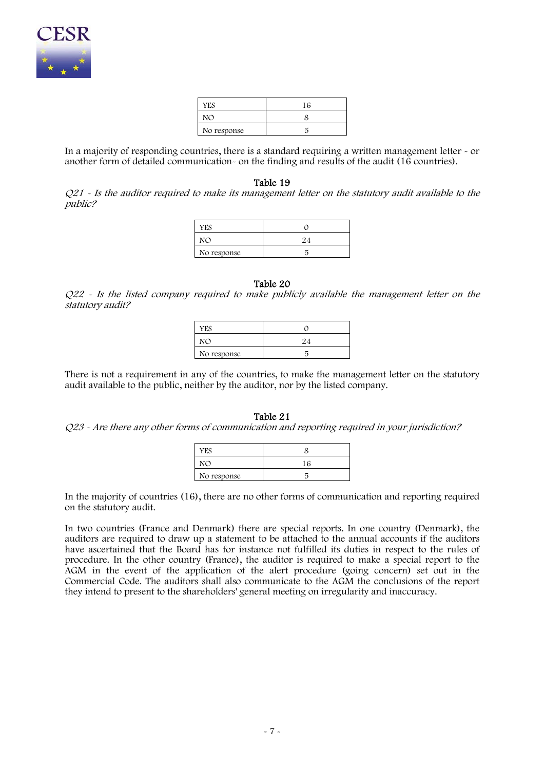| YES | 16 |
|---|---|
| NO | 8 |
| No response | 5 |

In a majority of responding countries, there is a standard requiring a written management letter - or another form of detailed communication- on the finding and results of the audit (16 countries).

**Table 19**

*Q21 - Is the auditor required to make its management letter on the statutory audit available to the public?*

| YES | 0 |
|---|---|
| NO | 24 |
| No response | 5 |

**Table 20**

*Q22 - Is the listed company required to make publicly available the management letter on the statutory audit?*

| YES | 0 |
|---|---|
| NO | 24 |
| No response | 5 |

There is not a requirement in any of the countries, to make the management letter on the statutory audit available to the public, neither by the auditor, nor by the listed company.

**Table 21**

*Q23 - Are there any other forms of communication and reporting required in your jurisdiction?*

| YES | 8 |
|---|---|
| NO | 16 |
| No response | 5 |

In the majority of countries (16), there are no other forms of communication and reporting required on the statutory audit.

In two countries (France and Denmark) there are special reports. In one country (Denmark), the auditors are required to draw up a statement to be attached to the annual accounts if the auditors have ascertained that the Board has for instance not fulfilled its duties in respect to the rules of procedure. In the other country (France), the auditor is required to make a special report to the AGM in the event of the application of the alert procedure (going concern) set out in the Commercial Code. The auditors shall also communicate to the AGM the conclusions of the report they intend to present to the shareholders' general meeting on irregularity and inaccuracy.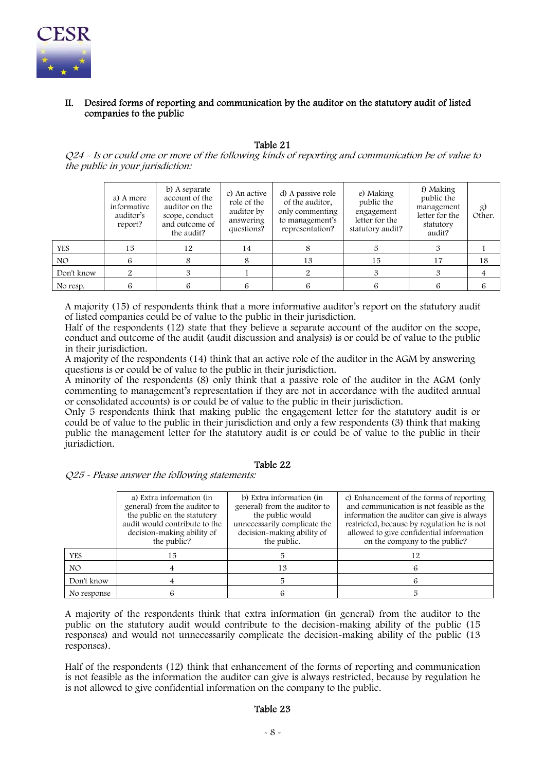## II. Desired forms of reporting and communication by the auditor on the statutory audit of listed companies to the public

Table 21

*Q24 - Is or could one or more of the following kinds of reporting and communication be of value to the public in your jurisdiction:*

| | a) A more informative auditor's report? | b) A separate account of the auditor on the scope, conduct and outcome of the audit? | c) An active role of the auditor by answering questions? | d) A passive role of the auditor, only commenting to management's representation? | e) Making public the engagement letter for the statutory audit? | f) Making public the management letter for the statutory audit? | g) Other. |
|---|---|---|---|---|---|---|---|
| YES | 15 | 12 | 14 | 8 | 5 | 3 | 1 |
| NO | 6 | 8 | 8 | 13 | 15 | 17 | 18 |
| Don't know | 2 | 3 | 1 | 2 | 3 | 3 | 4 |
| No resp. | 6 | 6 | 6 | 6 | 6 | 6 | 6 |

A majority (15) of respondents think that a more informative auditor's report on the statutory audit of listed companies could be of value to the public in their jurisdiction.
Half of the respondents (12) state that they believe a separate account of the auditor on the scope, conduct and outcome of the audit (audit discussion and analysis) is or could be of value to the public in their jurisdiction.
A majority of the respondents (14) think that an active role of the auditor in the AGM by answering questions is or could be of value to the public in their jurisdiction.
A minority of the respondents (8) only think that a passive role of the auditor in the AGM (only commenting to management's representation if they are not in accordance with the audited annual or consolidated accounts) is or could be of value to the public in their jurisdiction.
Only 5 respondents think that making public the engagement letter for the statutory audit is or could be of value to the public in their jurisdiction and only a few respondents (3) think that making public the management letter for the statutory audit is or could be of value to the public in their jurisdiction.

Table 22

*Q25 - Please answer the following statements:*

| | a) Extra information (in general) from the auditor to the public on the statutory audit would contribute to the decision-making ability of the public? | b) Extra information (in general) from the auditor to the public would unnecessarily complicate the decision-making ability of the public. | c) Enhancement of the forms of reporting and communication is not feasible as the information the auditor can give is always restricted, because by regulation he is not allowed to give confidential information on the company to the public? |
|---|---|---|---|
| YES | 15 | 5 | 12 |
| NO | 4 | 13 | 6 |
| Don't know | 4 | 5 | 6 |
| No response | 6 | 6 | 5 |

A majority of the respondents think that extra information (in general) from the auditor to the public on the statutory audit would contribute to the decision-making ability of the public (15 responses) and would not unnecessarily complicate the decision-making ability of the public (13 responses).

Half of the respondents (12) think that enhancement of the forms of reporting and communication is not feasible as the information the auditor can give is always restricted, because by regulation he is not allowed to give confidential information on the company to the public.

Table 23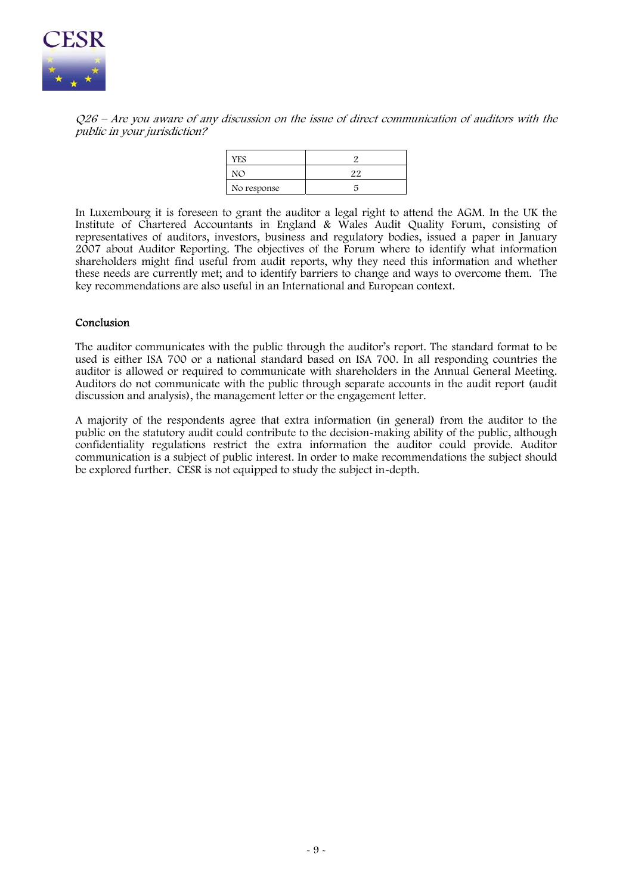*Q26 – Are you aware of any discussion on the issue of direct communication of auditors with the public in your jurisdiction?*

| | |
|---|---|
| YES | 2 |
| NO | 22 |
| No response | 5 |

In Luxembourg it is foreseen to grant the auditor a legal right to attend the AGM. In the UK the Institute of Chartered Accountants in England & Wales Audit Quality Forum, consisting of representatives of auditors, investors, business and regulatory bodies, issued a paper in January 2007 about Auditor Reporting. The objectives of the Forum where to identify what information shareholders might find useful from audit reports, why they need this information and whether these needs are currently met; and to identify barriers to change and ways to overcome them. The key recommendations are also useful in an International and European context.

## Conclusion

The auditor communicates with the public through the auditor's report. The standard format to be used is either ISA 700 or a national standard based on ISA 700. In all responding countries the auditor is allowed or required to communicate with shareholders in the Annual General Meeting. Auditors do not communicate with the public through separate accounts in the audit report (audit discussion and analysis), the management letter or the engagement letter.

A majority of the respondents agree that extra information (in general) from the auditor to the public on the statutory audit could contribute to the decision-making ability of the public, although confidentiality regulations restrict the extra information the auditor could provide. Auditor communication is a subject of public interest. In order to make recommendations the subject should be explored further. CESR is not equipped to study the subject in-depth.